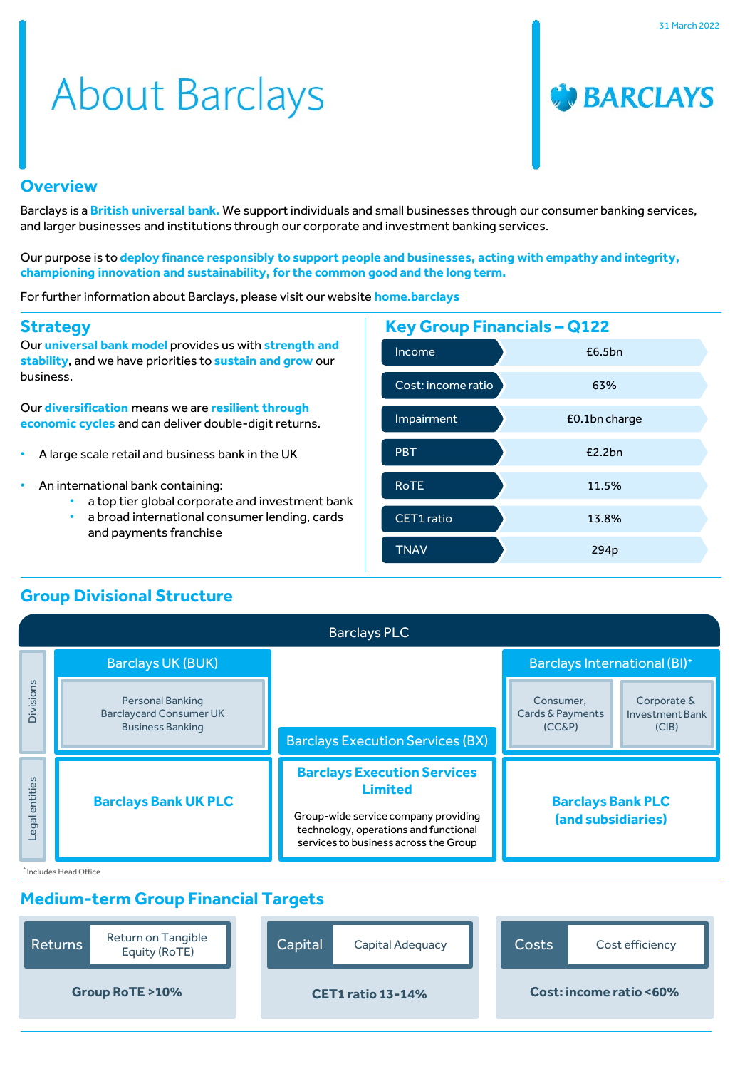31 March 2022

# About Barclays

## Overview

Barclays is a **British universal bank.** We support individuals and small businesses through our consumer banking services, and larger businesses and institutions through our corporate and investment banking services.

Our purpose is to **deploy finance responsibly to support people and businesses, acting with empathy and integrity, championing innovation and sustainability, for the common good and the long term.**

For further information about Barclays, please visit our website **home.barclays**

## Strategy

Our **universal bank model** provides us with **strength and stability**, and we have priorities to **sustain and grow** our business.

Our **diversification** means we are **resilient through economic cycles** and can deliver double-digit returns.

- A large scale retail and business bank in the UK
- An international bank containing:
  - a top tier global corporate and investment bank
  - a broad international consumer lending, cards and payments franchise

## Key Group Financials – Q122

| Metric | Value |
| --- | --- |
| Income | £6.5bn |
| Cost: income ratio | 63% |
| Impairment | £0.1bn charge |
| PBT | £2.2bn |
| RoTE | 11.5% |
| CET1 ratio | 13.8% |
| TNAV | 294p |

## Group Divisional Structure

**Barclays PLC**

| | Barclays UK (BUK) | Barclays Execution Services (BX) | Barclays International (BI)* |
| --- | --- | --- | --- |
| Divisions | Personal Banking<br>Barclaycard Consumer UK<br>Business Banking | | Consumer, Cards & Payments (CC&P)<br>Corporate & Investment Bank (CIB) |
| Legal entities | **Barclays Bank UK PLC** | **Barclays Execution Services Limited**<br>Group-wide service company providing technology, operations and functional services to business across the Group | **Barclays Bank PLC (and subsidiaries)** |

\* Includes Head Office

## Medium-term Group Financial Targets

| Returns | Capital | Costs |
| --- | --- | --- |
| Return on Tangible Equity (RoTE) | Capital Adequacy | Cost efficiency |
| **Group RoTE >10%** | **CET1 ratio 13-14%** | **Cost: income ratio <60%** |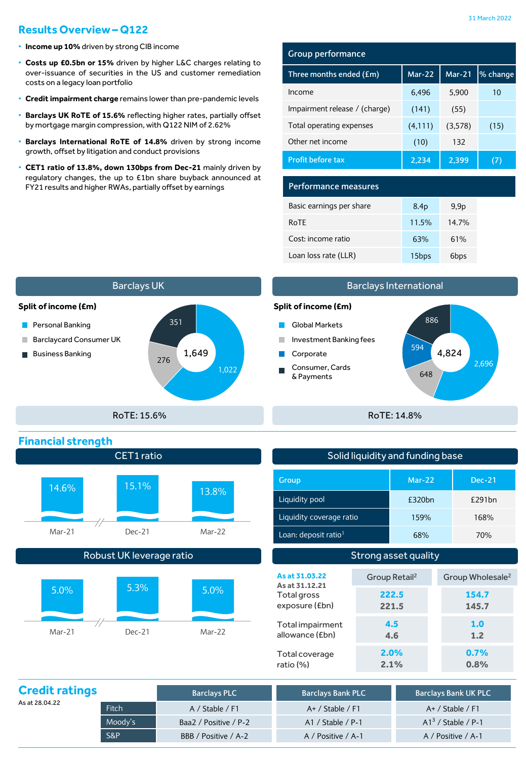31 March 2022

## Results Overview – Q122

- **Income up 10%** driven by strong CIB income
- **Costs up £0.5bn or 15%** driven by higher L&C charges relating to over-issuance of securities in the US and customer remediation costs on a legacy loan portfolio
- **Credit impairment charge** remains lower than pre-pandemic levels
- **Barclays UK RoTE of 15.6%** reflecting higher rates, partially offset by mortgage margin compression, with Q122 NIM of 2.62%
- **Barclays International RoTE of 14.8%** driven by strong income growth, offset by litigation and conduct provisions
- **CET1 ratio of 13.8%, down 130bps from Dec-21** mainly driven by regulatory changes, the up to £1bn share buyback announced at FY21 results and higher RWAs, partially offset by earnings

### Group performance

| Three months ended (£m) | Mar-22 | Mar-21 | % change |
|---|---|---|---|
| Income | 6,496 | 5,900 | 10 |
| Impairment release / (charge) | (141) | (55) | |
| Total operating expenses | (4,111) | (3,578) | (15) |
| Other net income | (10) | 132 | |
| **Profit before tax** | **2,234** | **2,399** | **(7)** |

### Performance measures

| | Mar-22 | Mar-21 |
|---|---|---|
| Basic earnings per share | 8.4p | 9,9p |
| RoTE | 11.5% | 14.7% |
| Cost: income ratio | 63% | 61% |
| Loan loss rate (LLR) | 15bps | 6bps |

### Barclays UK

**Split of income (£m)**

Total: 1,649

- Personal Banking: 1,022
- Barclaycard Consumer UK: 276
- Business Banking: 351

RoTE: 15.6%

### Barclays International

**Split of income (£m)**

Total: 4,824

- Global Markets: 2,696
- Investment Banking fees: 648
- Corporate: 594
- Consumer, Cards & Payments: 886

RoTE: 14.8%

## Financial strength

### CET1 ratio

| Mar-21 | Dec-21 | Mar-22 |
|---|---|---|
| 14.6% | 15.1% | 13.8% |

### Robust UK leverage ratio

| Mar-21 | Dec-21 | Mar-22 |
|---|---|---|
| 5.0% | 5.3% | 5.0% |

### Solid liquidity and funding base

| Group | Mar-22 | Dec-21 |
|---|---|---|
| Liquidity pool | £320bn | £291bn |
| Liquidity coverage ratio | 159% | 168% |
| Loan: deposit ratio[1] | 68% | 70% |

### Strong asset quality

| As at 31.03.22 / As at 31.12.21 | Group Retail[2] | Group Wholesale[2] |
|---|---|---|
| Total gross exposure (£bn) | **222.5** / 221.5 | **154.7** / 145.7 |
| Total impairment allowance (£bn) | **4.5** / 4.6 | **1.0** / 1.2 |
| Total coverage ratio (%) | **2.0%** / 2.1% | **0.7%** / 0.8% |

## Credit ratings

As at 28.04.22

| | Barclays PLC | Barclays Bank PLC | Barclays Bank UK PLC |
|---|---|---|---|
| Fitch | A / Stable / F1 | A+ / Stable / F1 | A+ / Stable / F1 |
| Moody's | Baa2 / Positive / P-2 | A1 / Stable / P-1 | A1[3] / Stable / P-1 |
| S&P | BBB / Positive / A-2 | A / Positive / A-1 | A / Positive / A-1 |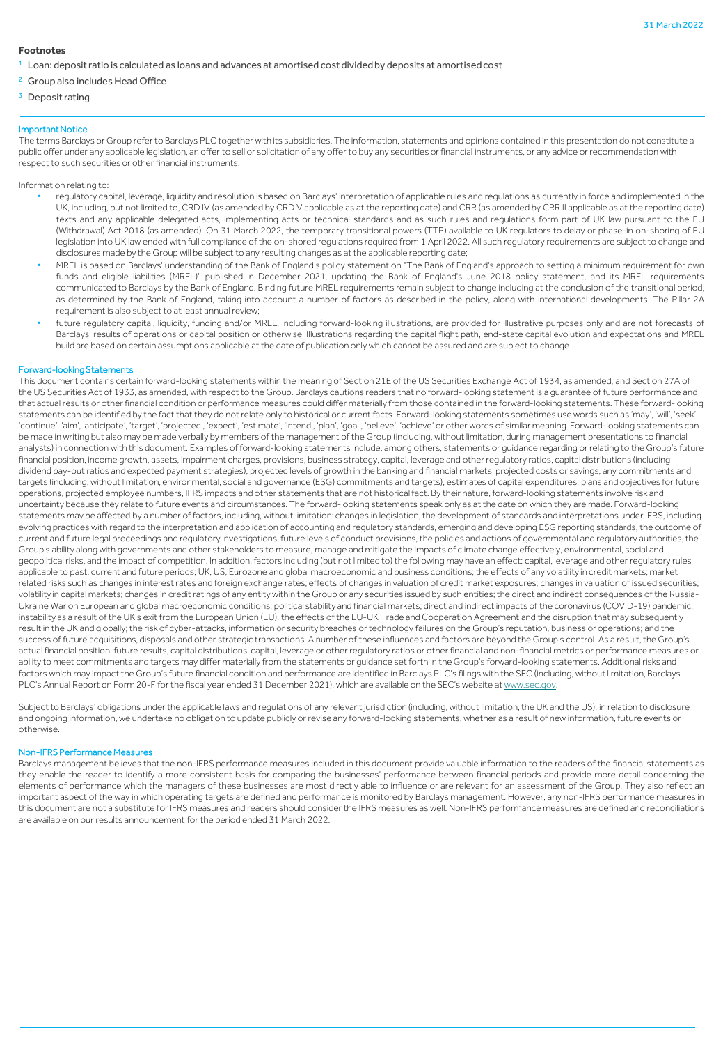**Footnotes**

[1] Loan: deposit ratio is calculated as loans and advances at amortised cost divided by deposits at amortised cost

[2] Group also includes Head Office

[3] Deposit rating

## Important Notice

The terms Barclays or Group refer to Barclays PLC together with its subsidiaries. The information, statements and opinions contained in this presentation do not constitute a public offer under any applicable legislation, an offer to sell or solicitation of any offer to buy any securities or financial instruments, or any advice or recommendation with respect to such securities or other financial instruments.

Information relating to:

- regulatory capital, leverage, liquidity and resolution is based on Barclays' interpretation of applicable rules and regulations as currently in force and implemented in the UK, including, but not limited to, CRD IV (as amended by CRD V applicable as at the reporting date) and CRR (as amended by CRR II applicable as at the reporting date) texts and any applicable delegated acts, implementing acts or technical standards and as such rules and regulations form part of UK law pursuant to the EU (Withdrawal) Act 2018 (as amended). On 31 March 2022, the temporary transitional powers (TTP) available to UK regulators to delay or phase-in on-shoring of EU legislation into UK law ended with full compliance of the on-shored regulations required from 1 April 2022. All such regulatory requirements are subject to change and disclosures made by the Group will be subject to any resulting changes as at the applicable reporting date;
- MREL is based on Barclays' understanding of the Bank of England's policy statement on "The Bank of England's approach to setting a minimum requirement for own funds and eligible liabilities (MREL)" published in December 2021, updating the Bank of England's June 2018 policy statement, and its MREL requirements communicated to Barclays by the Bank of England. Binding future MREL requirements remain subject to change including at the conclusion of the transitional period, as determined by the Bank of England, taking into account a number of factors as described in the policy, along with international developments. The Pillar 2A requirement is also subject to at least annual review;
- future regulatory capital, liquidity, funding and/or MREL, including forward-looking illustrations, are provided for illustrative purposes only and are not forecasts of Barclays' results of operations or capital position or otherwise. Illustrations regarding the capital flight path, end-state capital evolution and expectations and MREL build are based on certain assumptions applicable at the date of publication only which cannot be assured and are subject to change.

## Forward-looking Statements

This document contains certain forward-looking statements within the meaning of Section 21E of the US Securities Exchange Act of 1934, as amended, and Section 27A of the US Securities Act of 1933, as amended, with respect to the Group. Barclays cautions readers that no forward-looking statement is a guarantee of future performance and that actual results or other financial condition or performance measures could differ materially from those contained in the forward-looking statements. These forward-looking statements can be identified by the fact that they do not relate only to historical or current facts. Forward-looking statements sometimes use words such as 'may', 'will', 'seek', 'continue', 'aim', 'anticipate', 'target', 'projected', 'expect', 'estimate', 'intend', 'plan', 'goal', 'believe', 'achieve' or other words of similar meaning. Forward-looking statements can be made in writing but also may be made verbally by members of the management of the Group (including, without limitation, during management presentations to financial analysts) in connection with this document. Examples of forward-looking statements include, among others, statements or guidance regarding or relating to the Group's future financial position, income growth, assets, impairment charges, provisions, business strategy, capital, leverage and other regulatory ratios, capital distributions (including dividend pay-out ratios and expected payment strategies), projected levels of growth in the banking and financial markets, projected costs or savings, any commitments and targets (including, without limitation, environmental, social and governance (ESG) commitments and targets), estimates of capital expenditures, plans and objectives for future operations, projected employee numbers, IFRS impacts and other statements that are not historical fact. By their nature, forward-looking statements involve risk and uncertainty because they relate to future events and circumstances. The forward-looking statements speak only as at the date on which they are made. Forward-looking statements may be affected by a number of factors, including, without limitation: changes in legislation, the development of standards and interpretations under IFRS, including evolving practices with regard to the interpretation and application of accounting and regulatory standards, emerging and developing ESG reporting standards, the outcome of current and future legal proceedings and regulatory investigations, future levels of conduct provisions, the policies and actions of governmental and regulatory authorities, the Group's ability along with governments and other stakeholders to measure, manage and mitigate the impacts of climate change effectively, environmental, social and geopolitical risks, and the impact of competition. In addition, factors including (but not limited to) the following may have an effect: capital, leverage and other regulatory rules applicable to past, current and future periods; UK, US, Eurozone and global macroeconomic and business conditions; the effects of any volatility in credit markets; market related risks such as changes in interest rates and foreign exchange rates; effects of changes in valuation of credit market exposures; changes in valuation of issued securities; volatility in capital markets; changes in credit ratings of any entity within the Group or any securities issued by such entities; the direct and indirect consequences of the Russia-Ukraine War on European and global macroeconomic conditions, political stability and financial markets; direct and indirect impacts of the coronavirus (COVID-19) pandemic; instability as a result of the UK's exit from the European Union (EU), the effects of the EU-UK Trade and Cooperation Agreement and the disruption that may subsequently result in the UK and globally; the risk of cyber-attacks, information or security breaches or technology failures on the Group's reputation, business or operations; and the success of future acquisitions, disposals and other strategic transactions. A number of these influences and factors are beyond the Group's control. As a result, the Group's actual financial position, future results, capital distributions, capital, leverage or other regulatory ratios or other financial and non-financial metrics or performance measures or ability to meet commitments and targets may differ materially from the statements or guidance set forth in the Group's forward-looking statements. Additional risks and factors which may impact the Group's future financial condition and performance are identified in Barclays PLC's filings with the SEC (including, without limitation, Barclays PLC's Annual Report on Form 20-F for the fiscal year ended 31 December 2021), which are available on the SEC's website at www.sec.gov.

Subject to Barclays' obligations under the applicable laws and regulations of any relevant jurisdiction (including, without limitation, the UK and the US), in relation to disclosure and ongoing information, we undertake no obligation to update publicly or revise any forward-looking statements, whether as a result of new information, future events or otherwise.

## Non-IFRS Performance Measures

Barclays management believes that the non-IFRS performance measures included in this document provide valuable information to the readers of the financial statements as they enable the reader to identify a more consistent basis for comparing the businesses' performance between financial periods and provide more detail concerning the elements of performance which the managers of these businesses are most directly able to influence or are relevant for an assessment of the Group. They also reflect an important aspect of the way in which operating targets are defined and performance is monitored by Barclays management. However, any non-IFRS performance measures in this document are not a substitute for IFRS measures and readers should consider the IFRS measures as well. Non-IFRS performance measures are defined and reconciliations are available on our results announcement for the period ended 31 March 2022.